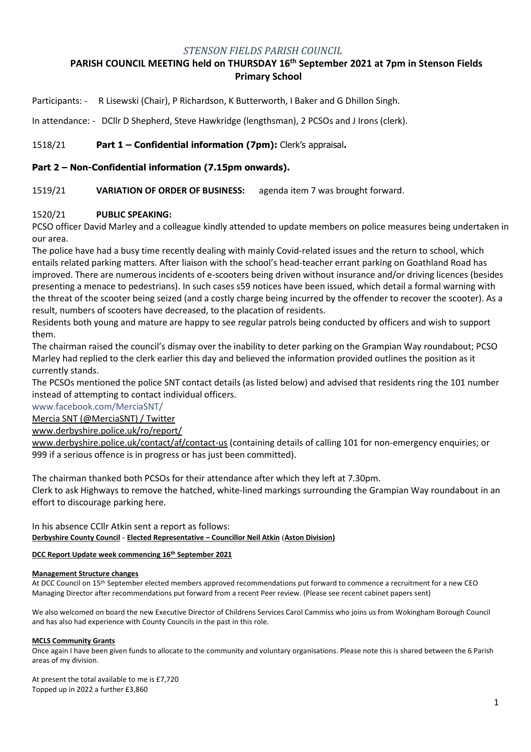*STENSON FIELDS PARISH COUNCIL*

# PARISH COUNCIL MEETING held on THURSDAY 16th September 2021 at 7pm in Stenson Fields Primary School

Participants: - R Lisewski (Chair), P Richardson, K Butterworth, I Baker and G Dhillon Singh.

In attendance: - DCllr D Shepherd, Steve Hawkridge (lengthsman), 2 PCSOs and J Irons (clerk).

1518/21 **Part 1 – Confidential information (7pm):** Clerk's appraisal**.**

## Part 2 – Non-Confidential information (7.15pm onwards).

1519/21 **VARIATION OF ORDER OF BUSINESS:** agenda item 7 was brought forward.

1520/21 **PUBLIC SPEAKING:**

PCSO officer David Marley and a colleague kindly attended to update members on police measures being undertaken in our area.

The police have had a busy time recently dealing with mainly Covid-related issues and the return to school, which entails related parking matters. After liaison with the school's head-teacher errant parking on Goathland Road has improved. There are numerous incidents of e-scooters being driven without insurance and/or driving licences (besides presenting a menace to pedestrians). In such cases s59 notices have been issued, which detail a formal warning with the threat of the scooter being seized (and a costly charge being incurred by the offender to recover the scooter). As a result, numbers of scooters have decreased, to the placation of residents.

Residents both young and mature are happy to see regular patrols being conducted by officers and wish to support them.

The chairman raised the council's dismay over the inability to deter parking on the Grampian Way roundabout; PCSO Marley had replied to the clerk earlier this day and believed the information provided outlines the position as it currently stands.

The PCSOs mentioned the police SNT contact details (as listed below) and advised that residents ring the 101 number instead of attempting to contact individual officers.

www.facebook.com/MerciaSNT/

Mercia SNT (@MerciaSNT) / Twitter

www.derbyshire.police.uk/ro/report/

www.derbyshire.police.uk/contact/af/contact-us (containing details of calling 101 for non-emergency enquiries; or 999 if a serious offence is in progress or has just been committed).

The chairman thanked both PCSOs for their attendance after which they left at 7.30pm.

Clerk to ask Highways to remove the hatched, white-lined markings surrounding the Grampian Way roundabout in an effort to discourage parking here.

In his absence CCllr Atkin sent a report as follows:

**Derbyshire County Council - Elected Representative – Councillor Neil Atkin (Aston Division)**

**DCC Report Update week commencing 16th September 2021**

**Management Structure changes**

At DCC Council on 15th September elected members approved recommendations put forward to commence a recruitment for a new CEO Managing Director after recommendations put forward from a recent Peer review. (Please see recent cabinet papers sent)

We also welcomed on board the new Executive Director of Childrens Services Carol Cammiss who joins us from Wokingham Borough Council and has also had experience with County Councils in the past in this role.

**MCLS Community Grants**

Once again I have been given funds to allocate to the community and voluntary organisations. Please note this is shared between the 6 Parish areas of my division.

At present the total available to me is £7,720

Topped up in 2022 a further £3,860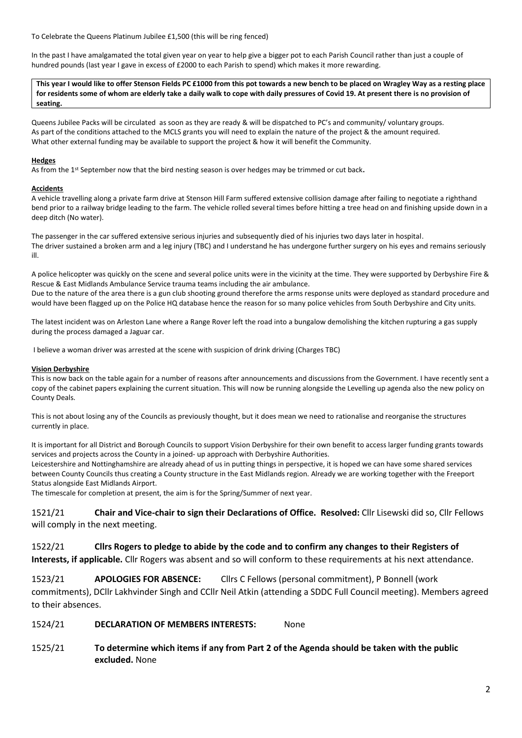To Celebrate the Queens Platinum Jubilee £1,500 (this will be ring fenced)

In the past I have amalgamated the total given year on year to help give a bigger pot to each Parish Council rather than just a couple of hundred pounds (last year I gave in excess of £2000 to each Parish to spend) which makes it more rewarding.

**This year I would like to offer Stenson Fields PC £1000 from this pot towards a new bench to be placed on Wragley Way as a resting place for residents some of whom are elderly take a daily walk to cope with daily pressures of Covid 19. At present there is no provision of seating.**

Queens Jubilee Packs will be circulated as soon as they are ready & will be dispatched to PC's and community/ voluntary groups.
As part of the conditions attached to the MCLS grants you will need to explain the nature of the project & the amount required.
What other external funding may be available to support the project & how it will benefit the Community.

**Hedges**

As from the 1st September now that the bird nesting season is over hedges may be trimmed or cut back**.**

**Accidents**

A vehicle travelling along a private farm drive at Stenson Hill Farm suffered extensive collision damage after failing to negotiate a righthand bend prior to a railway bridge leading to the farm. The vehicle rolled several times before hitting a tree head on and finishing upside down in a deep ditch (No water).

The passenger in the car suffered extensive serious injuries and subsequently died of his injuries two days later in hospital.
The driver sustained a broken arm and a leg injury (TBC) and I understand he has undergone further surgery on his eyes and remains seriously ill.

A police helicopter was quickly on the scene and several police units were in the vicinity at the time. They were supported by Derbyshire Fire & Rescue & East Midlands Ambulance Service trauma teams including the air ambulance.
Due to the nature of the area there is a gun club shooting ground therefore the arms response units were deployed as standard procedure and would have been flagged up on the Police HQ database hence the reason for so many police vehicles from South Derbyshire and City units.

The latest incident was on Arleston Lane where a Range Rover left the road into a bungalow demolishing the kitchen rupturing a gas supply during the process damaged a Jaguar car.

I believe a woman driver was arrested at the scene with suspicion of drink driving (Charges TBC)

**Vision Derbyshire**

This is now back on the table again for a number of reasons after announcements and discussions from the Government. I have recently sent a copy of the cabinet papers explaining the current situation. This will now be running alongside the Levelling up agenda also the new policy on County Deals.

This is not about losing any of the Councils as previously thought, but it does mean we need to rationalise and reorganise the structures currently in place.

It is important for all District and Borough Councils to support Vision Derbyshire for their own benefit to access larger funding grants towards services and projects across the County in a joined- up approach with Derbyshire Authorities.
Leicestershire and Nottinghamshire are already ahead of us in putting things in perspective, it is hoped we can have some shared services between County Councils thus creating a County structure in the East Midlands region. Already we are working together with the Freeport Status alongside East Midlands Airport.
The timescale for completion at present, the aim is for the Spring/Summer of next year.

1521/21 **Chair and Vice-chair to sign their Declarations of Office. Resolved:** Cllr Lisewski did so, Cllr Fellows will comply in the next meeting.

1522/21 **Cllrs Rogers to pledge to abide by the code and to confirm any changes to their Registers of Interests, if applicable.** Cllr Rogers was absent and so will conform to these requirements at his next attendance.

1523/21 **APOLOGIES FOR ABSENCE:** Cllrs C Fellows (personal commitment), P Bonnell (work commitments), DCllr Lakhvinder Singh and CCllr Neil Atkin (attending a SDDC Full Council meeting). Members agreed to their absences.

1524/21 **DECLARATION OF MEMBERS INTERESTS:** None

1525/21 **To determine which items if any from Part 2 of the Agenda should be taken with the public excluded.** None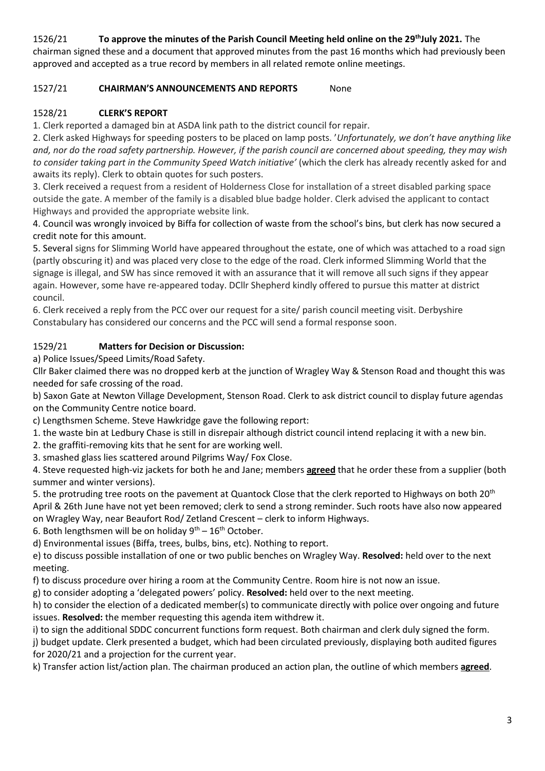1526/21 **To approve the minutes of the Parish Council Meeting held online on the 29th July 2021.** The chairman signed these and a document that approved minutes from the past 16 months which had previously been approved and accepted as a true record by members in all related remote online meetings.

1527/21 **CHAIRMAN'S ANNOUNCEMENTS AND REPORTS** None

1528/21 **CLERK'S REPORT**

1. Clerk reported a damaged bin at ASDA link path to the district council for repair.
2. Clerk asked Highways for speeding posters to be placed on lamp posts. '*Unfortunately, we don't have anything like and, nor do the road safety partnership. However, if the parish council are concerned about speeding, they may wish to consider taking part in the Community Speed Watch initiative'* (which the clerk has already recently asked for and awaits its reply). Clerk to obtain quotes for such posters.
3. Clerk received a request from a resident of Holderness Close for installation of a street disabled parking space outside the gate. A member of the family is a disabled blue badge holder. Clerk advised the applicant to contact Highways and provided the appropriate website link.
4. Council was wrongly invoiced by Biffa for collection of waste from the school's bins, but clerk has now secured a credit note for this amount.
5. Several signs for Slimming World have appeared throughout the estate, one of which was attached to a road sign (partly obscuring it) and was placed very close to the edge of the road. Clerk informed Slimming World that the signage is illegal, and SW has since removed it with an assurance that it will remove all such signs if they appear again. However, some have re-appeared today. DCllr Shepherd kindly offered to pursue this matter at district council.
6. Clerk received a reply from the PCC over our request for a site/ parish council meeting visit. Derbyshire Constabulary has considered our concerns and the PCC will send a formal response soon.

1529/21 **Matters for Decision or Discussion:**

a) Police Issues/Speed Limits/Road Safety.

Cllr Baker claimed there was no dropped kerb at the junction of Wragley Way & Stenson Road and thought this was needed for safe crossing of the road.

b) Saxon Gate at Newton Village Development, Stenson Road. Clerk to ask district council to display future agendas on the Community Centre notice board.

c) Lengthsmen Scheme. Steve Hawkridge gave the following report:

1. the waste bin at Ledbury Chase is still in disrepair although district council intend replacing it with a new bin.
2. the graffiti-removing kits that he sent for are working well.
3. smashed glass lies scattered around Pilgrims Way/ Fox Close.
4. Steve requested high-viz jackets for both he and Jane; members **agreed** that he order these from a supplier (both summer and winter versions).
5. the protruding tree roots on the pavement at Quantock Close that the clerk reported to Highways on both 20th April & 26th June have not yet been removed; clerk to send a strong reminder. Such roots have also now appeared on Wragley Way, near Beaufort Rod/ Zetland Crescent – clerk to inform Highways.
6. Both lengthsmen will be on holiday 9th – 16th October.

d) Environmental issues (Biffa, trees, bulbs, bins, etc). Nothing to report.

e) to discuss possible installation of one or two public benches on Wragley Way. **Resolved:** held over to the next meeting.

f) to discuss procedure over hiring a room at the Community Centre. Room hire is not now an issue.

g) to consider adopting a 'delegated powers' policy. **Resolved:** held over to the next meeting.

h) to consider the election of a dedicated member(s) to communicate directly with police over ongoing and future issues. **Resolved:** the member requesting this agenda item withdrew it.

i) to sign the additional SDDC concurrent functions form request. Both chairman and clerk duly signed the form.

j) budget update. Clerk presented a budget, which had been circulated previously, displaying both audited figures for 2020/21 and a projection for the current year.

k) Transfer action list/action plan. The chairman produced an action plan, the outline of which members **agreed**.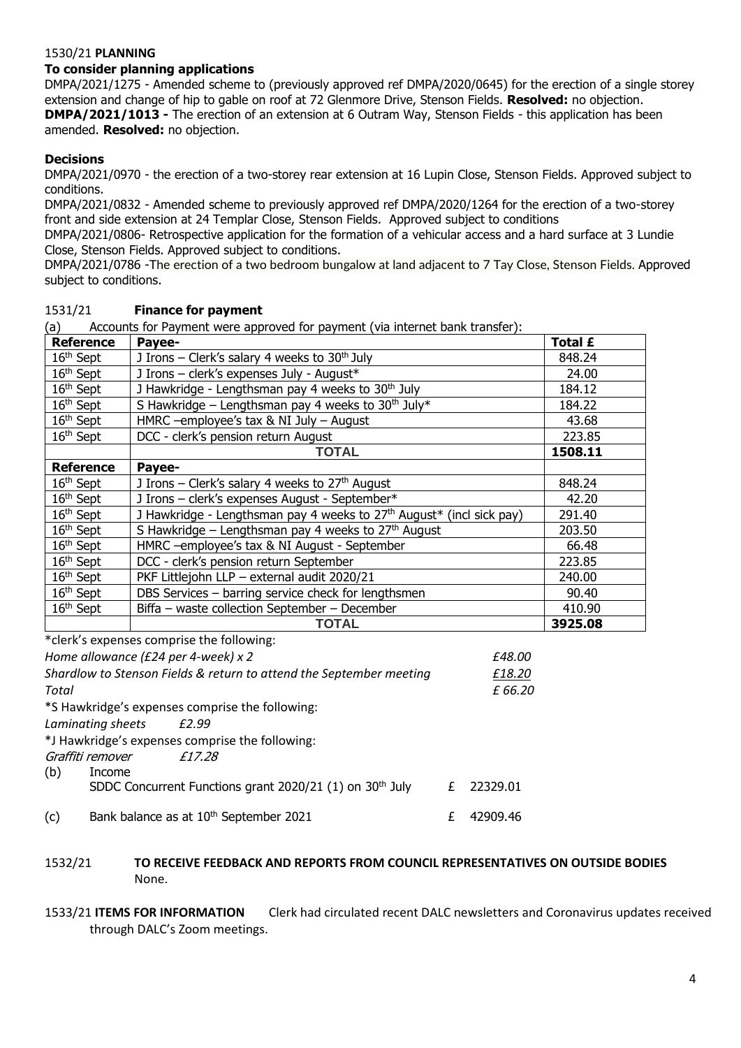1530/21 **PLANNING**

**To consider planning applications**

DMPA/2021/1275 - Amended scheme to (previously approved ref DMPA/2020/0645) for the erection of a single storey extension and change of hip to gable on roof at 72 Glenmore Drive, Stenson Fields. **Resolved:** no objection.
**DMPA/2021/1013 -** The erection of an extension at 6 Outram Way, Stenson Fields - this application has been amended. **Resolved:** no objection.

**Decisions**

DMPA/2021/0970 - the erection of a two-storey rear extension at 16 Lupin Close, Stenson Fields. Approved subject to conditions.

DMPA/2021/0832 - Amended scheme to previously approved ref DMPA/2020/1264 for the erection of a two-storey front and side extension at 24 Templar Close, Stenson Fields. Approved subject to conditions

DMPA/2021/0806- Retrospective application for the formation of a vehicular access and a hard surface at 3 Lundie Close, Stenson Fields. Approved subject to conditions.

DMPA/2021/0786 -The erection of a two bedroom bungalow at land adjacent to 7 Tay Close, Stenson Fields. Approved subject to conditions.

1531/21 **Finance for payment**

(a) Accounts for Payment were approved for payment (via internet bank transfer):

| Reference | Payee- | Total £ |
|---|---|---|
| 16th Sept | J Irons – Clerk's salary 4 weeks to 30th July | 848.24 |
| 16th Sept | J Irons – clerk's expenses July - August* | 24.00 |
| 16th Sept | J Hawkridge - Lengthsman pay 4 weeks to 30th July | 184.12 |
| 16th Sept | S Hawkridge – Lengthsman pay 4 weeks to 30th July* | 184.22 |
| 16th Sept | HMRC –employee's tax & NI July – August | 43.68 |
| 16th Sept | DCC - clerk's pension return August | 223.85 |
| | **TOTAL** | **1508.11** |
| **Reference** | **Payee-** | |
| 16th Sept | J Irons – Clerk's salary 4 weeks to 27th August | 848.24 |
| 16th Sept | J Irons – clerk's expenses August - September* | 42.20 |
| 16th Sept | J Hawkridge - Lengthsman pay 4 weeks to 27th August* (incl sick pay) | 291.40 |
| 16th Sept | S Hawkridge – Lengthsman pay 4 weeks to 27th August | 203.50 |
| 16th Sept | HMRC –employee's tax & NI August - September | 66.48 |
| 16th Sept | DCC - clerk's pension return September | 223.85 |
| 16th Sept | PKF Littlejohn LLP – external audit 2020/21 | 240.00 |
| 16th Sept | DBS Services – barring service check for lengthsmen | 90.40 |
| 16th Sept | Biffa – waste collection September – December | 410.90 |
| | **TOTAL** | **3925.08** |

*clerk's expenses comprise the following:

| | |
|---|---|
| *Home allowance (£24 per 4-week) x 2* | *£48.00* |
| *Shardlow to Stenson Fields & return to attend the September meeting* | *£18.20* |
| *Total* | *£ 66.20* |

*S Hawkridge's expenses comprise the following:

*Laminating sheets* *£2.99*

*J Hawkridge's expenses comprise the following:

*Graffiti remover* *£17.28*

(b) Income
SDDC Concurrent Functions grant 2020/21 (1) on 30th July £ 22329.01

(c) Bank balance as at 10th September 2021 £ 42909.46

1532/21 **TO RECEIVE FEEDBACK AND REPORTS FROM COUNCIL REPRESENTATIVES ON OUTSIDE BODIES**
None.

1533/21 **ITEMS FOR INFORMATION** Clerk had circulated recent DALC newsletters and Coronavirus updates received through DALC's Zoom meetings.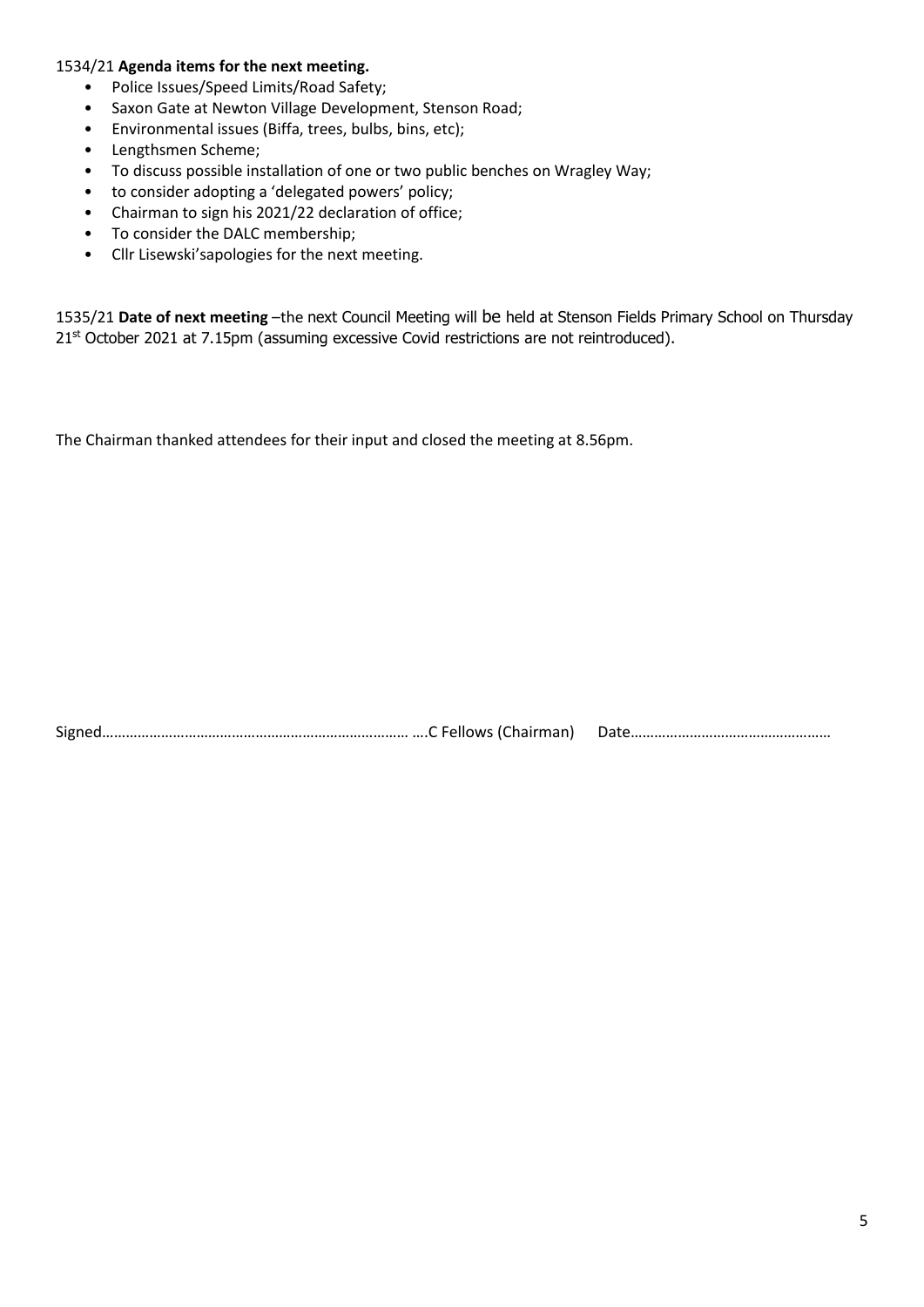1534/21 **Agenda items for the next meeting.**

- Police Issues/Speed Limits/Road Safety;
- Saxon Gate at Newton Village Development, Stenson Road;
- Environmental issues (Biffa, trees, bulbs, bins, etc);
- Lengthsmen Scheme;
- To discuss possible installation of one or two public benches on Wragley Way;
- to consider adopting a 'delegated powers' policy;
- Chairman to sign his 2021/22 declaration of office;
- To consider the DALC membership;
- Cllr Lisewski'sapologies for the next meeting.

1535/21 **Date of next meeting** –the next Council Meeting will be held at Stenson Fields Primary School on Thursday 21st October 2021 at 7.15pm (assuming excessive Covid restrictions are not reintroduced).

The Chairman thanked attendees for their input and closed the meeting at 8.56pm.

Signed……………………………………………………………………. ….C Fellows (Chairman)     Date……………………………………………